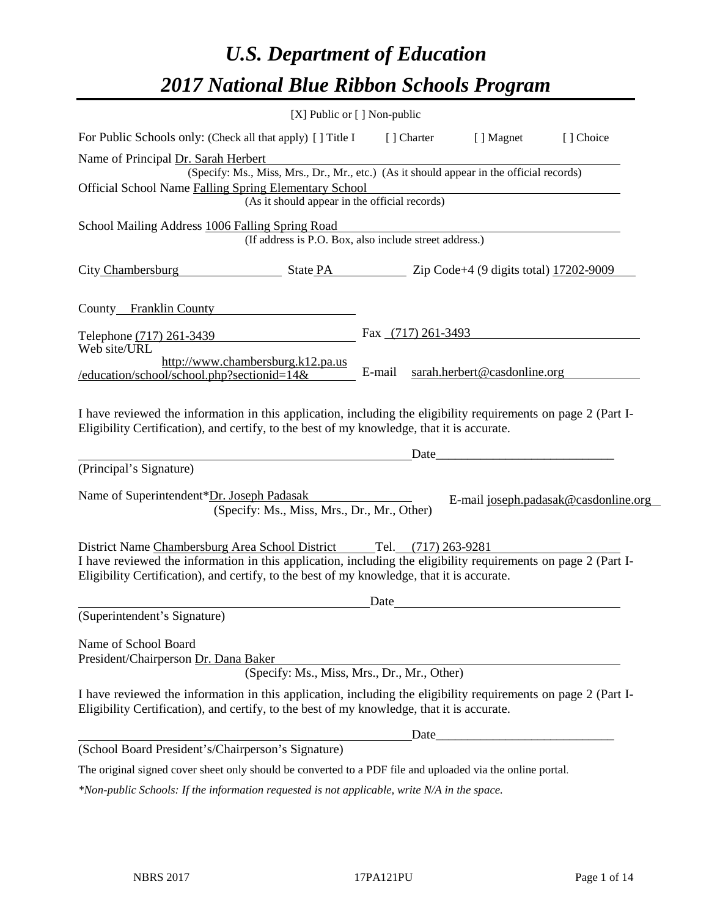# *U.S. Department of Education*

# *2017 National Blue Ribbon Schools Program*

[X] Public or [ ] Non-public

For Public Schools only: (Check all that apply) [ ] Title I [ ] Charter [ ] Magnet [ ] Choice

Name of Principal Dr. Sarah Herbert
(Specify: Ms., Miss, Mrs., Dr., Mr., etc.) (As it should appear in the official records)

Official School Name Falling Spring Elementary School
(As it should appear in the official records)

School Mailing Address 1006 Falling Spring Road
(If address is P.O. Box, also include street address.)

City Chambersburg State PA Zip Code+4 (9 digits total) 17202-9009

County Franklin County

Telephone (717) 261-3439 Fax (717) 261-3493

Web site/URL http://www.chambersburg.k12.pa.us/education/school/school.php?sectionid=14& E-mail sarah.herbert@casdonline.org

I have reviewed the information in this application, including the eligibility requirements on page 2 (Part I-Eligibility Certification), and certify, to the best of my knowledge, that it is accurate.

_______________________________________ Date____________________________

(Principal's Signature)

Name of Superintendent*Dr. Joseph Padasak E-mail joseph.padasak@casdonline.org
(Specify: Ms., Miss, Mrs., Dr., Mr., Other)

District Name Chambersburg Area School District Tel. (717) 263-9281

I have reviewed the information in this application, including the eligibility requirements on page 2 (Part I-Eligibility Certification), and certify, to the best of my knowledge, that it is accurate.

_______________________________________ Date____________________________

(Superintendent's Signature)

Name of School Board President/Chairperson Dr. Dana Baker
(Specify: Ms., Miss, Mrs., Dr., Mr., Other)

I have reviewed the information in this application, including the eligibility requirements on page 2 (Part I-Eligibility Certification), and certify, to the best of my knowledge, that it is accurate.

_______________________________________ Date____________________________

(School Board President's/Chairperson's Signature)

The original signed cover sheet only should be converted to a PDF file and uploaded via the online portal.

*\*Non-public Schools: If the information requested is not applicable, write N/A in the space.*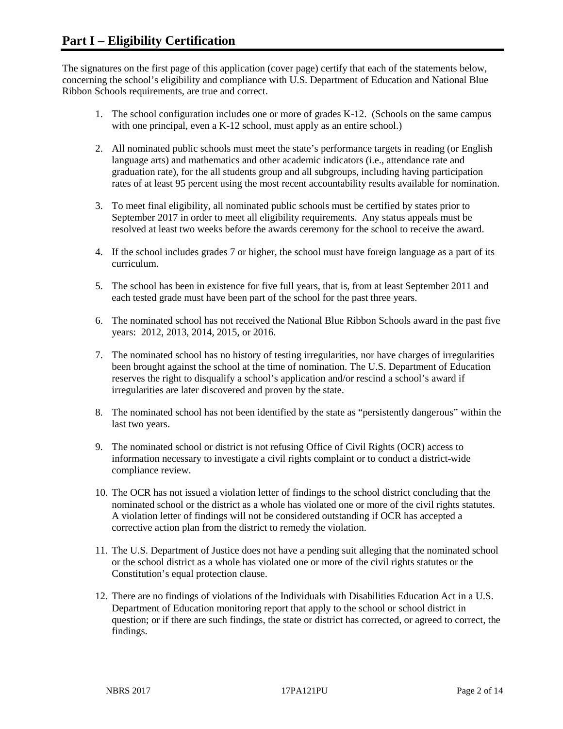# Part I – Eligibility Certification

The signatures on the first page of this application (cover page) certify that each of the statements below, concerning the school's eligibility and compliance with U.S. Department of Education and National Blue Ribbon Schools requirements, are true and correct.

1. The school configuration includes one or more of grades K-12. (Schools on the same campus with one principal, even a K-12 school, must apply as an entire school.)
2. All nominated public schools must meet the state's performance targets in reading (or English language arts) and mathematics and other academic indicators (i.e., attendance rate and graduation rate), for the all students group and all subgroups, including having participation rates of at least 95 percent using the most recent accountability results available for nomination.
3. To meet final eligibility, all nominated public schools must be certified by states prior to September 2017 in order to meet all eligibility requirements. Any status appeals must be resolved at least two weeks before the awards ceremony for the school to receive the award.
4. If the school includes grades 7 or higher, the school must have foreign language as a part of its curriculum.
5. The school has been in existence for five full years, that is, from at least September 2011 and each tested grade must have been part of the school for the past three years.
6. The nominated school has not received the National Blue Ribbon Schools award in the past five years: 2012, 2013, 2014, 2015, or 2016.
7. The nominated school has no history of testing irregularities, nor have charges of irregularities been brought against the school at the time of nomination. The U.S. Department of Education reserves the right to disqualify a school's application and/or rescind a school's award if irregularities are later discovered and proven by the state.
8. The nominated school has not been identified by the state as "persistently dangerous" within the last two years.
9. The nominated school or district is not refusing Office of Civil Rights (OCR) access to information necessary to investigate a civil rights complaint or to conduct a district-wide compliance review.
10. The OCR has not issued a violation letter of findings to the school district concluding that the nominated school or the district as a whole has violated one or more of the civil rights statutes. A violation letter of findings will not be considered outstanding if OCR has accepted a corrective action plan from the district to remedy the violation.
11. The U.S. Department of Justice does not have a pending suit alleging that the nominated school or the school district as a whole has violated one or more of the civil rights statutes or the Constitution's equal protection clause.
12. There are no findings of violations of the Individuals with Disabilities Education Act in a U.S. Department of Education monitoring report that apply to the school or school district in question; or if there are such findings, the state or district has corrected, or agreed to correct, the findings.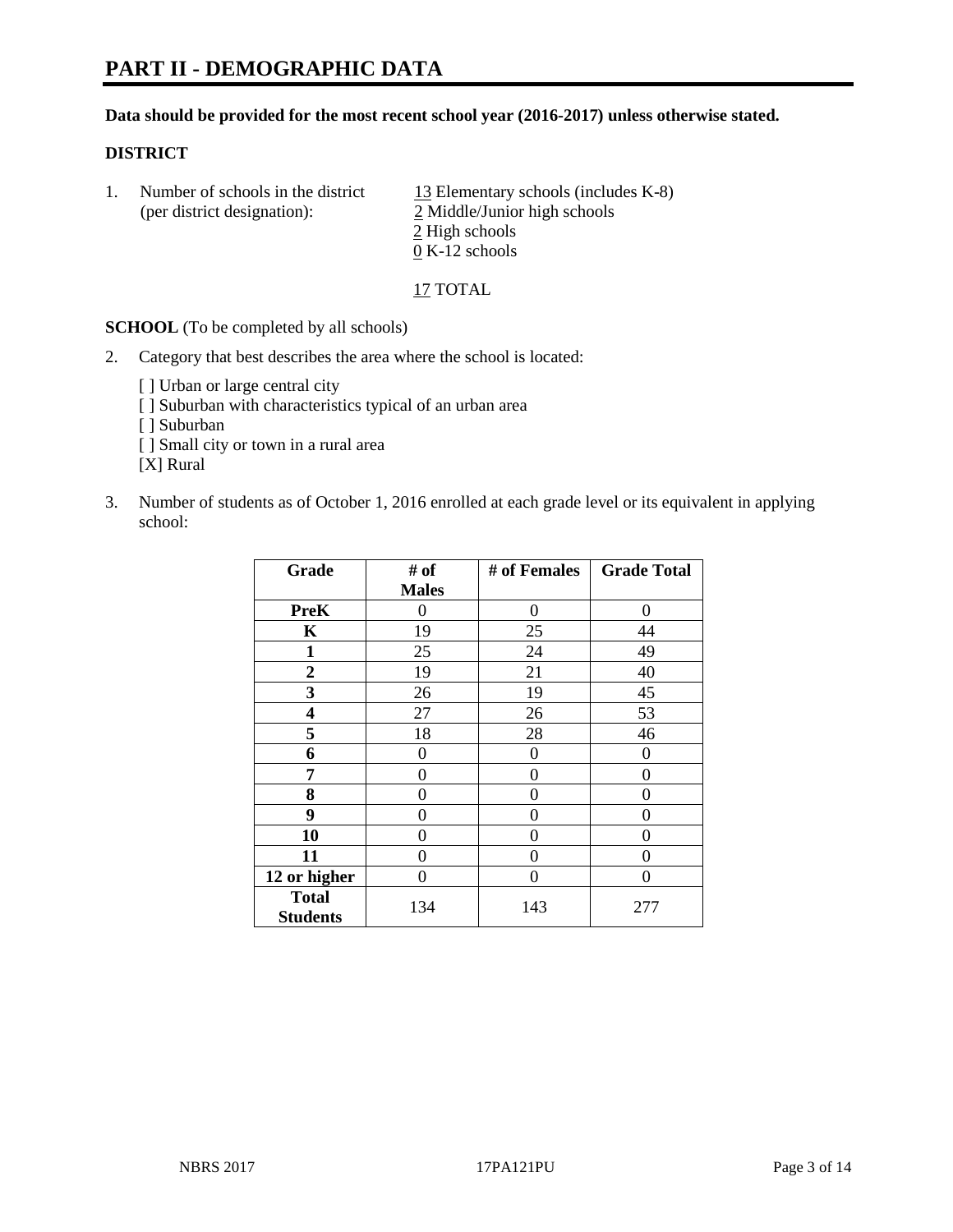# PART II - DEMOGRAPHIC DATA

**Data should be provided for the most recent school year (2016-2017) unless otherwise stated.**

**DISTRICT**

1. Number of schools in the district (per district designation):
   13 Elementary schools (includes K-8)
   2 Middle/Junior high schools
   2 High schools
   0 K-12 schools

   17 TOTAL

**SCHOOL** (To be completed by all schools)

2. Category that best describes the area where the school is located:

   [ ] Urban or large central city
   [ ] Suburban with characteristics typical of an urban area
   [ ] Suburban
   [ ] Small city or town in a rural area
   [X] Rural

3. Number of students as of October 1, 2016 enrolled at each grade level or its equivalent in applying school:

| Grade | # of Males | # of Females | Grade Total |
|---|---|---|---|
| **PreK** | 0 | 0 | 0 |
| **K** | 19 | 25 | 44 |
| **1** | 25 | 24 | 49 |
| **2** | 19 | 21 | 40 |
| **3** | 26 | 19 | 45 |
| **4** | 27 | 26 | 53 |
| **5** | 18 | 28 | 46 |
| **6** | 0 | 0 | 0 |
| **7** | 0 | 0 | 0 |
| **8** | 0 | 0 | 0 |
| **9** | 0 | 0 | 0 |
| **10** | 0 | 0 | 0 |
| **11** | 0 | 0 | 0 |
| **12 or higher** | 0 | 0 | 0 |
| **Total Students** | 134 | 143 | 277 |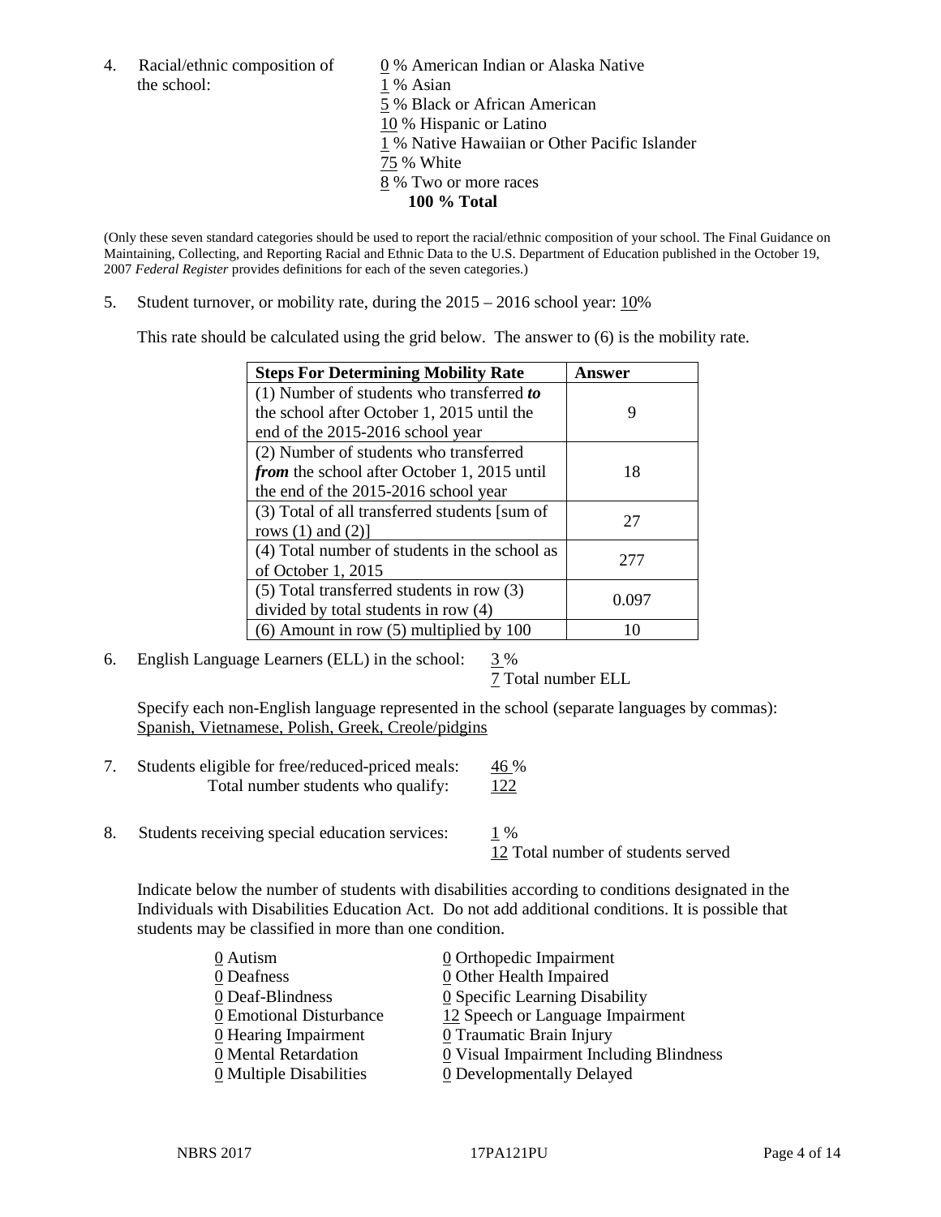4. Racial/ethnic composition of the school:

   0 % American Indian or Alaska Native
   1 % Asian
   5 % Black or African American
   10 % Hispanic or Latino
   1 % Native Hawaiian or Other Pacific Islander
   75 % White
   8 % Two or more races
   **100 % Total**

(Only these seven standard categories should be used to report the racial/ethnic composition of your school. The Final Guidance on Maintaining, Collecting, and Reporting Racial and Ethnic Data to the U.S. Department of Education published in the October 19, 2007 *Federal Register* provides definitions for each of the seven categories.)

5. Student turnover, or mobility rate, during the 2015 – 2016 school year: 10%

   This rate should be calculated using the grid below. The answer to (6) is the mobility rate.

| **Steps For Determining Mobility Rate** | **Answer** |
|---|---|
| (1) Number of students who transferred ***to*** the school after October 1, 2015 until the end of the 2015-2016 school year | 9 |
| (2) Number of students who transferred ***from*** the school after October 1, 2015 until the end of the 2015-2016 school year | 18 |
| (3) Total of all transferred students [sum of rows (1) and (2)] | 27 |
| (4) Total number of students in the school as of October 1, 2015 | 277 |
| (5) Total transferred students in row (3) divided by total students in row (4) | 0.097 |
| (6) Amount in row (5) multiplied by 100 | 10 |

6. English Language Learners (ELL) in the school: 3 %
   7 Total number ELL

   Specify each non-English language represented in the school (separate languages by commas):
   Spanish, Vietnamese, Polish, Greek, Creole/pidgins

7. Students eligible for free/reduced-priced meals: 46 %
   Total number students who qualify: 122

8. Students receiving special education services: 1 %
   12 Total number of students served

   Indicate below the number of students with disabilities according to conditions designated in the Individuals with Disabilities Education Act. Do not add additional conditions. It is possible that students may be classified in more than one condition.

   0 Autism
   0 Deafness
   0 Deaf-Blindness
   0 Emotional Disturbance
   0 Hearing Impairment
   0 Mental Retardation
   0 Multiple Disabilities
   0 Orthopedic Impairment
   0 Other Health Impaired
   0 Specific Learning Disability
   12 Speech or Language Impairment
   0 Traumatic Brain Injury
   0 Visual Impairment Including Blindness
   0 Developmentally Delayed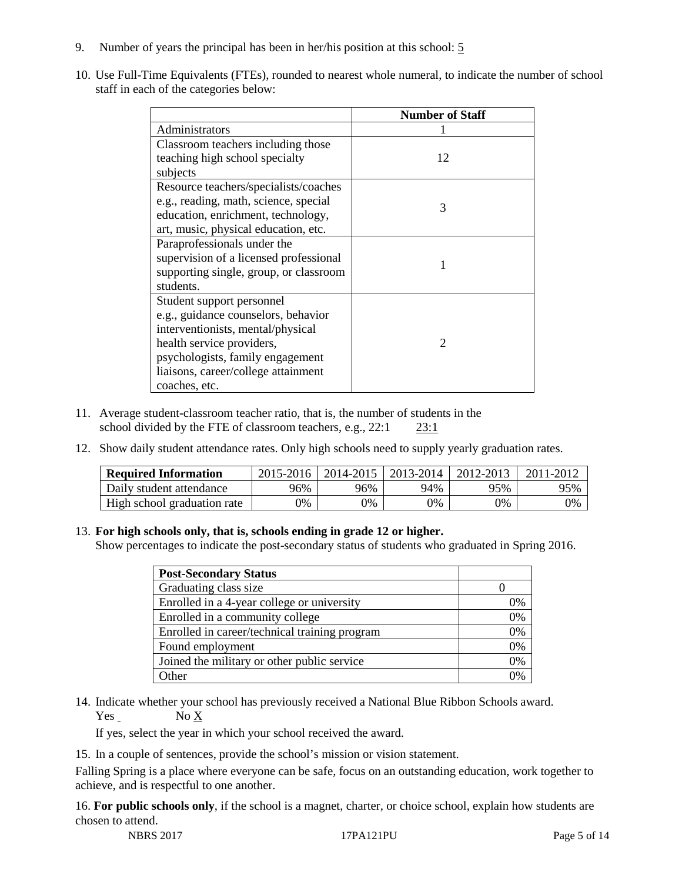9. Number of years the principal has been in her/his position at this school: 5

10. Use Full-Time Equivalents (FTEs), rounded to nearest whole numeral, to indicate the number of school staff in each of the categories below:

| | Number of Staff |
|---|---|
| Administrators | 1 |
| Classroom teachers including those teaching high school specialty subjects | 12 |
| Resource teachers/specialists/coaches e.g., reading, math, science, special education, enrichment, technology, art, music, physical education, etc. | 3 |
| Paraprofessionals under the supervision of a licensed professional supporting single, group, or classroom students. | 1 |
| Student support personnel e.g., guidance counselors, behavior interventionists, mental/physical health service providers, psychologists, family engagement liaisons, career/college attainment coaches, etc. | 2 |

11. Average student-classroom teacher ratio, that is, the number of students in the school divided by the FTE of classroom teachers, e.g., 22:1 23:1

12. Show daily student attendance rates. Only high schools need to supply yearly graduation rates.

| Required Information | 2015-2016 | 2014-2015 | 2013-2014 | 2012-2013 | 2011-2012 |
|---|---|---|---|---|---|
| Daily student attendance | 96% | 96% | 94% | 95% | 95% |
| High school graduation rate | 0% | 0% | 0% | 0% | 0% |

13. **For high schools only, that is, schools ending in grade 12 or higher.**
Show percentages to indicate the post-secondary status of students who graduated in Spring 2016.

| Post-Secondary Status | |
|---|---|
| Graduating class size | 0 |
| Enrolled in a 4-year college or university | 0% |
| Enrolled in a community college | 0% |
| Enrolled in career/technical training program | 0% |
| Found employment | 0% |
| Joined the military or other public service | 0% |
| Other | 0% |

14. Indicate whether your school has previously received a National Blue Ribbon Schools award.
Yes No X

If yes, select the year in which your school received the award.

15. In a couple of sentences, provide the school's mission or vision statement.

Falling Spring is a place where everyone can be safe, focus on an outstanding education, work together to achieve, and is respectful to one another.

16. **For public schools only**, if the school is a magnet, charter, or choice school, explain how students are chosen to attend.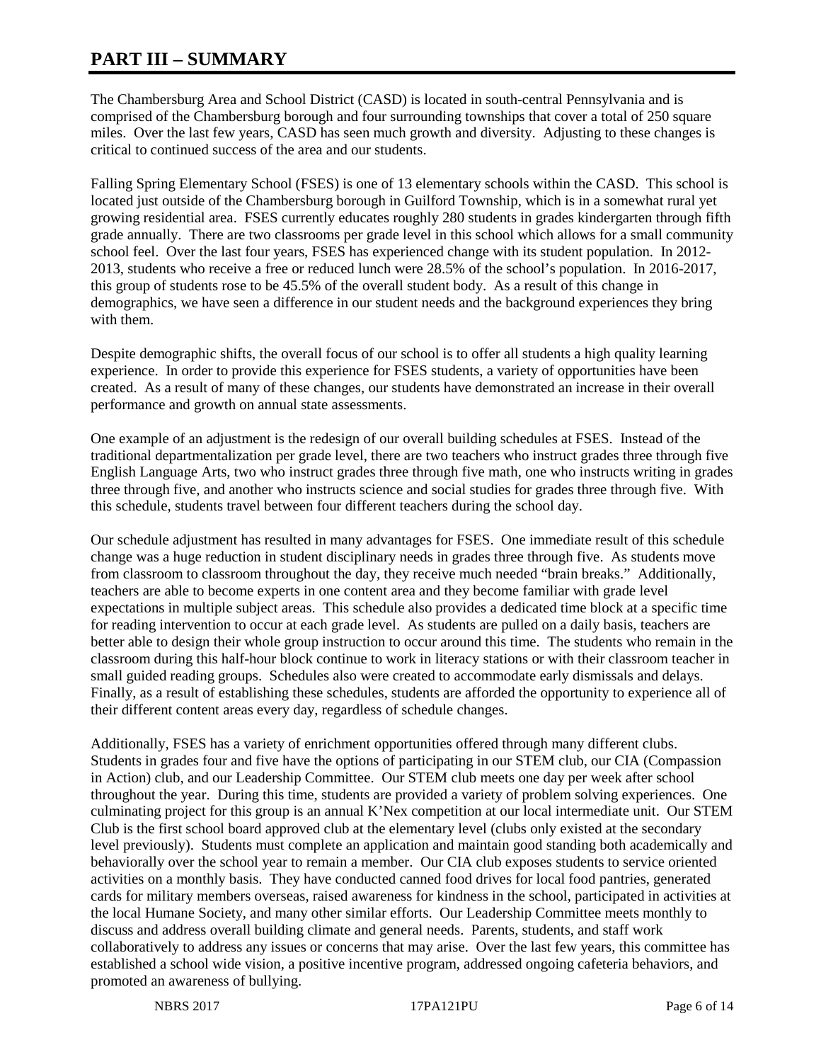# PART III – SUMMARY

The Chambersburg Area and School District (CASD) is located in south-central Pennsylvania and is comprised of the Chambersburg borough and four surrounding townships that cover a total of 250 square miles. Over the last few years, CASD has seen much growth and diversity. Adjusting to these changes is critical to continued success of the area and our students.

Falling Spring Elementary School (FSES) is one of 13 elementary schools within the CASD. This school is located just outside of the Chambersburg borough in Guilford Township, which is in a somewhat rural yet growing residential area. FSES currently educates roughly 280 students in grades kindergarten through fifth grade annually. There are two classrooms per grade level in this school which allows for a small community school feel. Over the last four years, FSES has experienced change with its student population. In 2012-2013, students who receive a free or reduced lunch were 28.5% of the school's population. In 2016-2017, this group of students rose to be 45.5% of the overall student body. As a result of this change in demographics, we have seen a difference in our student needs and the background experiences they bring with them.

Despite demographic shifts, the overall focus of our school is to offer all students a high quality learning experience. In order to provide this experience for FSES students, a variety of opportunities have been created. As a result of many of these changes, our students have demonstrated an increase in their overall performance and growth on annual state assessments.

One example of an adjustment is the redesign of our overall building schedules at FSES. Instead of the traditional departmentalization per grade level, there are two teachers who instruct grades three through five English Language Arts, two who instruct grades three through five math, one who instructs writing in grades three through five, and another who instructs science and social studies for grades three through five. With this schedule, students travel between four different teachers during the school day.

Our schedule adjustment has resulted in many advantages for FSES. One immediate result of this schedule change was a huge reduction in student disciplinary needs in grades three through five. As students move from classroom to classroom throughout the day, they receive much needed "brain breaks." Additionally, teachers are able to become experts in one content area and they become familiar with grade level expectations in multiple subject areas. This schedule also provides a dedicated time block at a specific time for reading intervention to occur at each grade level. As students are pulled on a daily basis, teachers are better able to design their whole group instruction to occur around this time. The students who remain in the classroom during this half-hour block continue to work in literacy stations or with their classroom teacher in small guided reading groups. Schedules also were created to accommodate early dismissals and delays. Finally, as a result of establishing these schedules, students are afforded the opportunity to experience all of their different content areas every day, regardless of schedule changes.

Additionally, FSES has a variety of enrichment opportunities offered through many different clubs. Students in grades four and five have the options of participating in our STEM club, our CIA (Compassion in Action) club, and our Leadership Committee. Our STEM club meets one day per week after school throughout the year. During this time, students are provided a variety of problem solving experiences. One culminating project for this group is an annual K'Nex competition at our local intermediate unit. Our STEM Club is the first school board approved club at the elementary level (clubs only existed at the secondary level previously). Students must complete an application and maintain good standing both academically and behaviorally over the school year to remain a member. Our CIA club exposes students to service oriented activities on a monthly basis. They have conducted canned food drives for local food pantries, generated cards for military members overseas, raised awareness for kindness in the school, participated in activities at the local Humane Society, and many other similar efforts. Our Leadership Committee meets monthly to discuss and address overall building climate and general needs. Parents, students, and staff work collaboratively to address any issues or concerns that may arise. Over the last few years, this committee has established a school wide vision, a positive incentive program, addressed ongoing cafeteria behaviors, and promoted an awareness of bullying.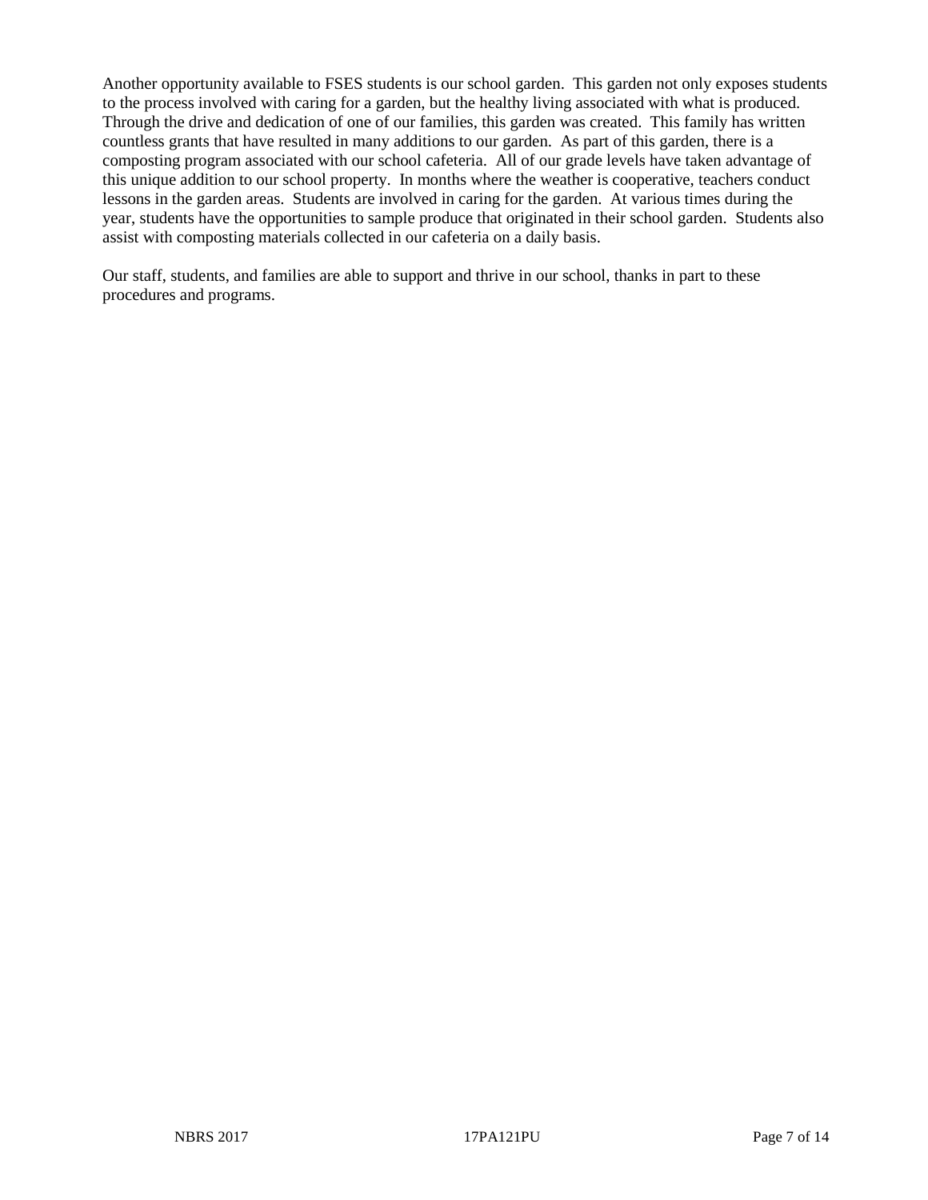Another opportunity available to FSES students is our school garden. This garden not only exposes students to the process involved with caring for a garden, but the healthy living associated with what is produced. Through the drive and dedication of one of our families, this garden was created. This family has written countless grants that have resulted in many additions to our garden. As part of this garden, there is a composting program associated with our school cafeteria. All of our grade levels have taken advantage of this unique addition to our school property. In months where the weather is cooperative, teachers conduct lessons in the garden areas. Students are involved in caring for the garden. At various times during the year, students have the opportunities to sample produce that originated in their school garden. Students also assist with composting materials collected in our cafeteria on a daily basis.

Our staff, students, and families are able to support and thrive in our school, thanks in part to these procedures and programs.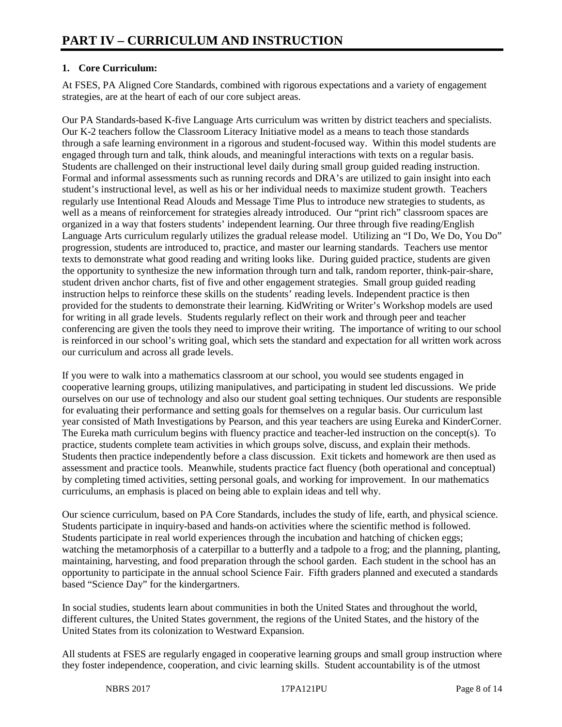# PART IV – CURRICULUM AND INSTRUCTION

## 1. Core Curriculum:

At FSES, PA Aligned Core Standards, combined with rigorous expectations and a variety of engagement strategies, are at the heart of each of our core subject areas.

Our PA Standards-based K-five Language Arts curriculum was written by district teachers and specialists. Our K-2 teachers follow the Classroom Literacy Initiative model as a means to teach those standards through a safe learning environment in a rigorous and student-focused way. Within this model students are engaged through turn and talk, think alouds, and meaningful interactions with texts on a regular basis. Students are challenged on their instructional level daily during small group guided reading instruction. Formal and informal assessments such as running records and DRA's are utilized to gain insight into each student's instructional level, as well as his or her individual needs to maximize student growth. Teachers regularly use Intentional Read Alouds and Message Time Plus to introduce new strategies to students, as well as a means of reinforcement for strategies already introduced. Our "print rich" classroom spaces are organized in a way that fosters students' independent learning. Our three through five reading/English Language Arts curriculum regularly utilizes the gradual release model. Utilizing an "I Do, We Do, You Do" progression, students are introduced to, practice, and master our learning standards. Teachers use mentor texts to demonstrate what good reading and writing looks like. During guided practice, students are given the opportunity to synthesize the new information through turn and talk, random reporter, think-pair-share, student driven anchor charts, fist of five and other engagement strategies. Small group guided reading instruction helps to reinforce these skills on the students' reading levels. Independent practice is then provided for the students to demonstrate their learning. KidWriting or Writer's Workshop models are used for writing in all grade levels. Students regularly reflect on their work and through peer and teacher conferencing are given the tools they need to improve their writing. The importance of writing to our school is reinforced in our school's writing goal, which sets the standard and expectation for all written work across our curriculum and across all grade levels.

If you were to walk into a mathematics classroom at our school, you would see students engaged in cooperative learning groups, utilizing manipulatives, and participating in student led discussions. We pride ourselves on our use of technology and also our student goal setting techniques. Our students are responsible for evaluating their performance and setting goals for themselves on a regular basis. Our curriculum last year consisted of Math Investigations by Pearson, and this year teachers are using Eureka and KinderCorner. The Eureka math curriculum begins with fluency practice and teacher-led instruction on the concept(s). To practice, students complete team activities in which groups solve, discuss, and explain their methods. Students then practice independently before a class discussion. Exit tickets and homework are then used as assessment and practice tools. Meanwhile, students practice fact fluency (both operational and conceptual) by completing timed activities, setting personal goals, and working for improvement. In our mathematics curriculums, an emphasis is placed on being able to explain ideas and tell why.

Our science curriculum, based on PA Core Standards, includes the study of life, earth, and physical science. Students participate in inquiry-based and hands-on activities where the scientific method is followed. Students participate in real world experiences through the incubation and hatching of chicken eggs; watching the metamorphosis of a caterpillar to a butterfly and a tadpole to a frog; and the planning, planting, maintaining, harvesting, and food preparation through the school garden. Each student in the school has an opportunity to participate in the annual school Science Fair. Fifth graders planned and executed a standards based "Science Day" for the kindergartners.

In social studies, students learn about communities in both the United States and throughout the world, different cultures, the United States government, the regions of the United States, and the history of the United States from its colonization to Westward Expansion.

All students at FSES are regularly engaged in cooperative learning groups and small group instruction where they foster independence, cooperation, and civic learning skills. Student accountability is of the utmost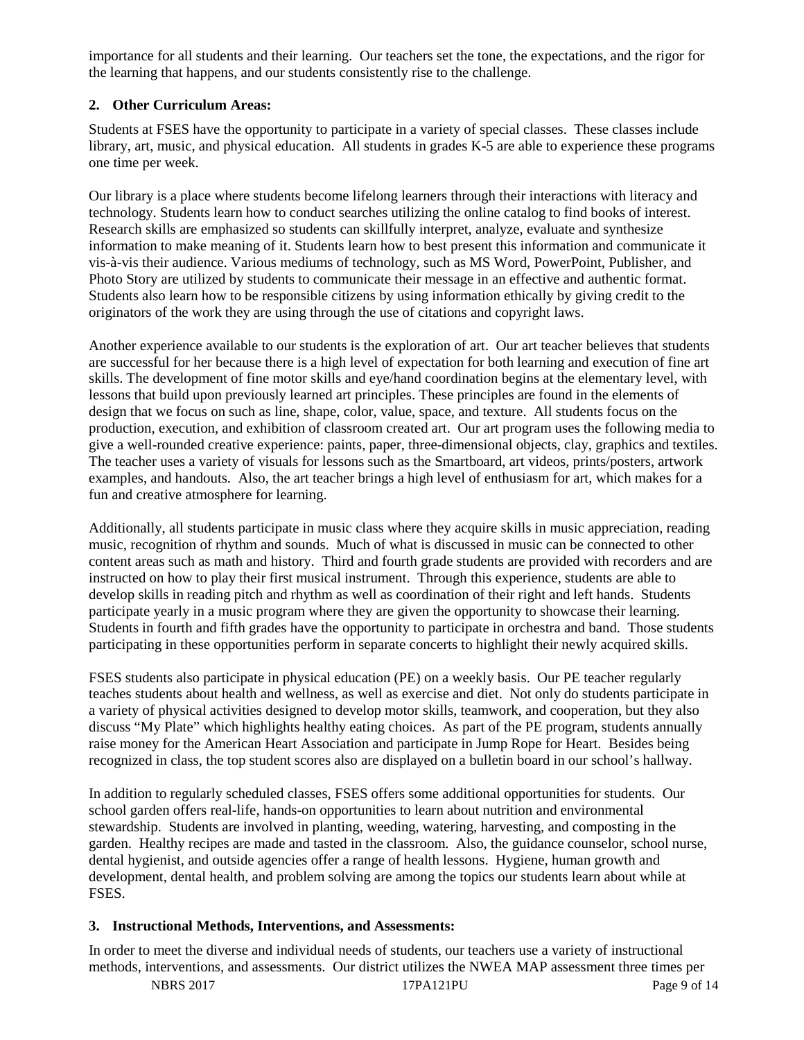importance for all students and their learning. Our teachers set the tone, the expectations, and the rigor for the learning that happens, and our students consistently rise to the challenge.

**2. Other Curriculum Areas:**

Students at FSES have the opportunity to participate in a variety of special classes. These classes include library, art, music, and physical education. All students in grades K-5 are able to experience these programs one time per week.

Our library is a place where students become lifelong learners through their interactions with literacy and technology. Students learn how to conduct searches utilizing the online catalog to find books of interest. Research skills are emphasized so students can skillfully interpret, analyze, evaluate and synthesize information to make meaning of it. Students learn how to best present this information and communicate it vis-à-vis their audience. Various mediums of technology, such as MS Word, PowerPoint, Publisher, and Photo Story are utilized by students to communicate their message in an effective and authentic format. Students also learn how to be responsible citizens by using information ethically by giving credit to the originators of the work they are using through the use of citations and copyright laws.

Another experience available to our students is the exploration of art. Our art teacher believes that students are successful for her because there is a high level of expectation for both learning and execution of fine art skills. The development of fine motor skills and eye/hand coordination begins at the elementary level, with lessons that build upon previously learned art principles. These principles are found in the elements of design that we focus on such as line, shape, color, value, space, and texture. All students focus on the production, execution, and exhibition of classroom created art. Our art program uses the following media to give a well-rounded creative experience: paints, paper, three-dimensional objects, clay, graphics and textiles. The teacher uses a variety of visuals for lessons such as the Smartboard, art videos, prints/posters, artwork examples, and handouts. Also, the art teacher brings a high level of enthusiasm for art, which makes for a fun and creative atmosphere for learning.

Additionally, all students participate in music class where they acquire skills in music appreciation, reading music, recognition of rhythm and sounds. Much of what is discussed in music can be connected to other content areas such as math and history. Third and fourth grade students are provided with recorders and are instructed on how to play their first musical instrument. Through this experience, students are able to develop skills in reading pitch and rhythm as well as coordination of their right and left hands. Students participate yearly in a music program where they are given the opportunity to showcase their learning. Students in fourth and fifth grades have the opportunity to participate in orchestra and band. Those students participating in these opportunities perform in separate concerts to highlight their newly acquired skills.

FSES students also participate in physical education (PE) on a weekly basis. Our PE teacher regularly teaches students about health and wellness, as well as exercise and diet. Not only do students participate in a variety of physical activities designed to develop motor skills, teamwork, and cooperation, but they also discuss "My Plate" which highlights healthy eating choices. As part of the PE program, students annually raise money for the American Heart Association and participate in Jump Rope for Heart. Besides being recognized in class, the top student scores also are displayed on a bulletin board in our school's hallway.

In addition to regularly scheduled classes, FSES offers some additional opportunities for students. Our school garden offers real-life, hands-on opportunities to learn about nutrition and environmental stewardship. Students are involved in planting, weeding, watering, harvesting, and composting in the garden. Healthy recipes are made and tasted in the classroom. Also, the guidance counselor, school nurse, dental hygienist, and outside agencies offer a range of health lessons. Hygiene, human growth and development, dental health, and problem solving are among the topics our students learn about while at FSES.

**3. Instructional Methods, Interventions, and Assessments:**

In order to meet the diverse and individual needs of students, our teachers use a variety of instructional methods, interventions, and assessments. Our district utilizes the NWEA MAP assessment three times per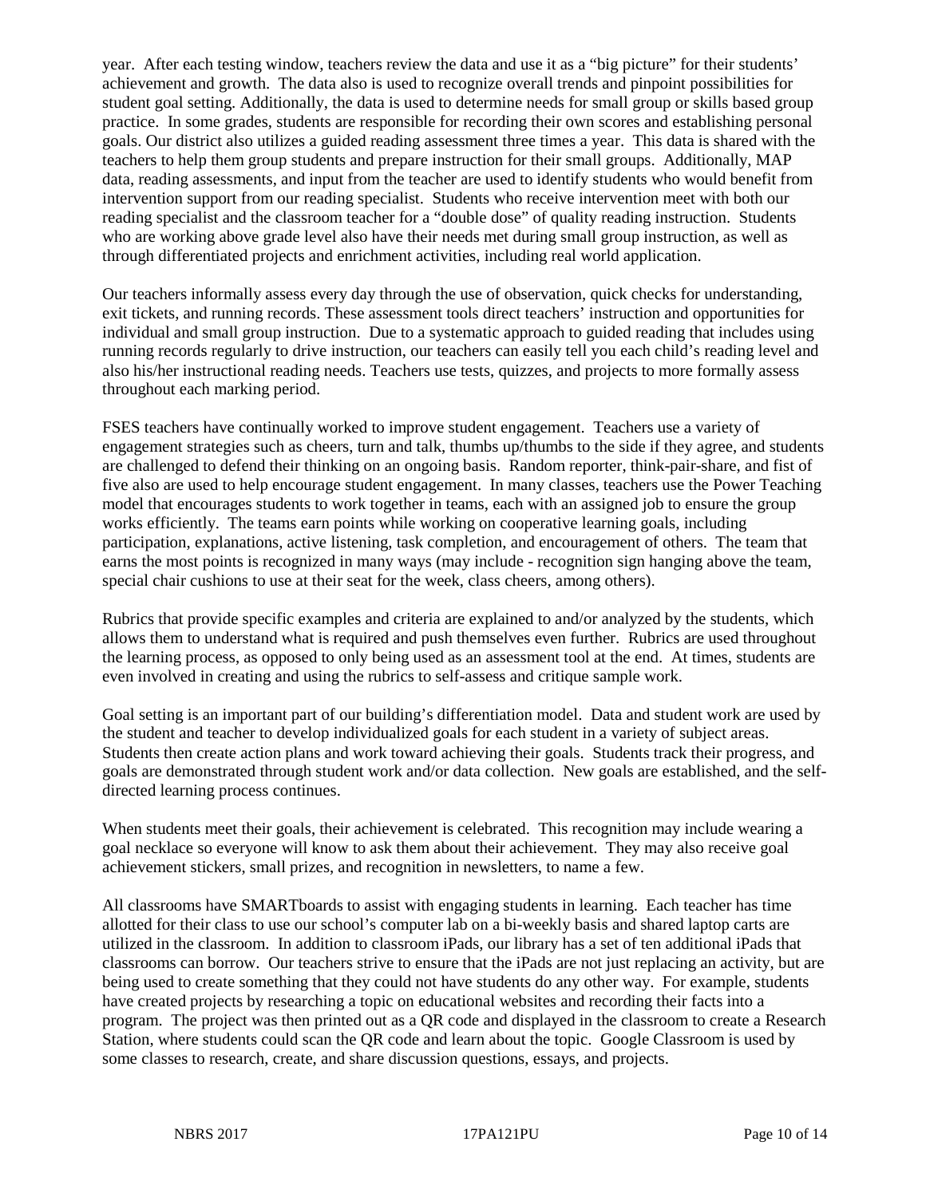year. After each testing window, teachers review the data and use it as a "big picture" for their students' achievement and growth. The data also is used to recognize overall trends and pinpoint possibilities for student goal setting. Additionally, the data is used to determine needs for small group or skills based group practice. In some grades, students are responsible for recording their own scores and establishing personal goals. Our district also utilizes a guided reading assessment three times a year. This data is shared with the teachers to help them group students and prepare instruction for their small groups. Additionally, MAP data, reading assessments, and input from the teacher are used to identify students who would benefit from intervention support from our reading specialist. Students who receive intervention meet with both our reading specialist and the classroom teacher for a "double dose" of quality reading instruction. Students who are working above grade level also have their needs met during small group instruction, as well as through differentiated projects and enrichment activities, including real world application.

Our teachers informally assess every day through the use of observation, quick checks for understanding, exit tickets, and running records. These assessment tools direct teachers' instruction and opportunities for individual and small group instruction. Due to a systematic approach to guided reading that includes using running records regularly to drive instruction, our teachers can easily tell you each child's reading level and also his/her instructional reading needs. Teachers use tests, quizzes, and projects to more formally assess throughout each marking period.

FSES teachers have continually worked to improve student engagement. Teachers use a variety of engagement strategies such as cheers, turn and talk, thumbs up/thumbs to the side if they agree, and students are challenged to defend their thinking on an ongoing basis. Random reporter, think-pair-share, and fist of five also are used to help encourage student engagement. In many classes, teachers use the Power Teaching model that encourages students to work together in teams, each with an assigned job to ensure the group works efficiently. The teams earn points while working on cooperative learning goals, including participation, explanations, active listening, task completion, and encouragement of others. The team that earns the most points is recognized in many ways (may include - recognition sign hanging above the team, special chair cushions to use at their seat for the week, class cheers, among others).

Rubrics that provide specific examples and criteria are explained to and/or analyzed by the students, which allows them to understand what is required and push themselves even further. Rubrics are used throughout the learning process, as opposed to only being used as an assessment tool at the end. At times, students are even involved in creating and using the rubrics to self-assess and critique sample work.

Goal setting is an important part of our building's differentiation model. Data and student work are used by the student and teacher to develop individualized goals for each student in a variety of subject areas. Students then create action plans and work toward achieving their goals. Students track their progress, and goals are demonstrated through student work and/or data collection. New goals are established, and the self-directed learning process continues.

When students meet their goals, their achievement is celebrated. This recognition may include wearing a goal necklace so everyone will know to ask them about their achievement. They may also receive goal achievement stickers, small prizes, and recognition in newsletters, to name a few.

All classrooms have SMARTboards to assist with engaging students in learning. Each teacher has time allotted for their class to use our school's computer lab on a bi-weekly basis and shared laptop carts are utilized in the classroom. In addition to classroom iPads, our library has a set of ten additional iPads that classrooms can borrow. Our teachers strive to ensure that the iPads are not just replacing an activity, but are being used to create something that they could not have students do any other way. For example, students have created projects by researching a topic on educational websites and recording their facts into a program. The project was then printed out as a QR code and displayed in the classroom to create a Research Station, where students could scan the QR code and learn about the topic. Google Classroom is used by some classes to research, create, and share discussion questions, essays, and projects.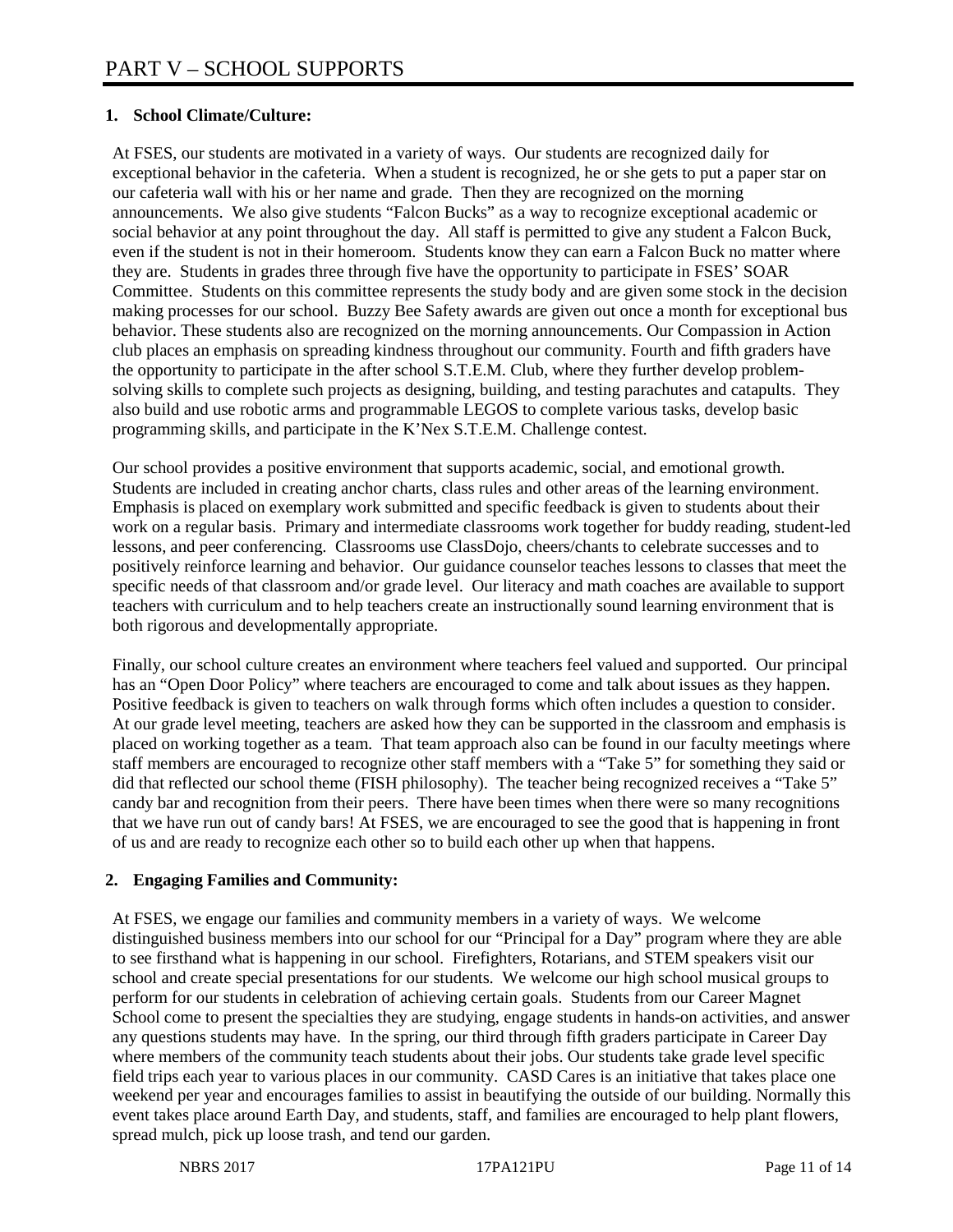# PART V – SCHOOL SUPPORTS

**1. School Climate/Culture:**

At FSES, our students are motivated in a variety of ways. Our students are recognized daily for exceptional behavior in the cafeteria. When a student is recognized, he or she gets to put a paper star on our cafeteria wall with his or her name and grade. Then they are recognized on the morning announcements. We also give students "Falcon Bucks" as a way to recognize exceptional academic or social behavior at any point throughout the day. All staff is permitted to give any student a Falcon Buck, even if the student is not in their homeroom. Students know they can earn a Falcon Buck no matter where they are. Students in grades three through five have the opportunity to participate in FSES' SOAR Committee. Students on this committee represents the study body and are given some stock in the decision making processes for our school. Buzzy Bee Safety awards are given out once a month for exceptional bus behavior. These students also are recognized on the morning announcements. Our Compassion in Action club places an emphasis on spreading kindness throughout our community. Fourth and fifth graders have the opportunity to participate in the after school S.T.E.M. Club, where they further develop problem-solving skills to complete such projects as designing, building, and testing parachutes and catapults. They also build and use robotic arms and programmable LEGOS to complete various tasks, develop basic programming skills, and participate in the K'Nex S.T.E.M. Challenge contest.

Our school provides a positive environment that supports academic, social, and emotional growth. Students are included in creating anchor charts, class rules and other areas of the learning environment. Emphasis is placed on exemplary work submitted and specific feedback is given to students about their work on a regular basis. Primary and intermediate classrooms work together for buddy reading, student-led lessons, and peer conferencing. Classrooms use ClassDojo, cheers/chants to celebrate successes and to positively reinforce learning and behavior. Our guidance counselor teaches lessons to classes that meet the specific needs of that classroom and/or grade level. Our literacy and math coaches are available to support teachers with curriculum and to help teachers create an instructionally sound learning environment that is both rigorous and developmentally appropriate.

Finally, our school culture creates an environment where teachers feel valued and supported. Our principal has an "Open Door Policy" where teachers are encouraged to come and talk about issues as they happen. Positive feedback is given to teachers on walk through forms which often includes a question to consider. At our grade level meeting, teachers are asked how they can be supported in the classroom and emphasis is placed on working together as a team. That team approach also can be found in our faculty meetings where staff members are encouraged to recognize other staff members with a "Take 5" for something they said or did that reflected our school theme (FISH philosophy). The teacher being recognized receives a "Take 5" candy bar and recognition from their peers. There have been times when there were so many recognitions that we have run out of candy bars! At FSES, we are encouraged to see the good that is happening in front of us and are ready to recognize each other so to build each other up when that happens.

**2. Engaging Families and Community:**

At FSES, we engage our families and community members in a variety of ways. We welcome distinguished business members into our school for our "Principal for a Day" program where they are able to see firsthand what is happening in our school. Firefighters, Rotarians, and STEM speakers visit our school and create special presentations for our students. We welcome our high school musical groups to perform for our students in celebration of achieving certain goals. Students from our Career Magnet School come to present the specialties they are studying, engage students in hands-on activities, and answer any questions students may have. In the spring, our third through fifth graders participate in Career Day where members of the community teach students about their jobs. Our students take grade level specific field trips each year to various places in our community. CASD Cares is an initiative that takes place one weekend per year and encourages families to assist in beautifying the outside of our building. Normally this event takes place around Earth Day, and students, staff, and families are encouraged to help plant flowers, spread mulch, pick up loose trash, and tend our garden.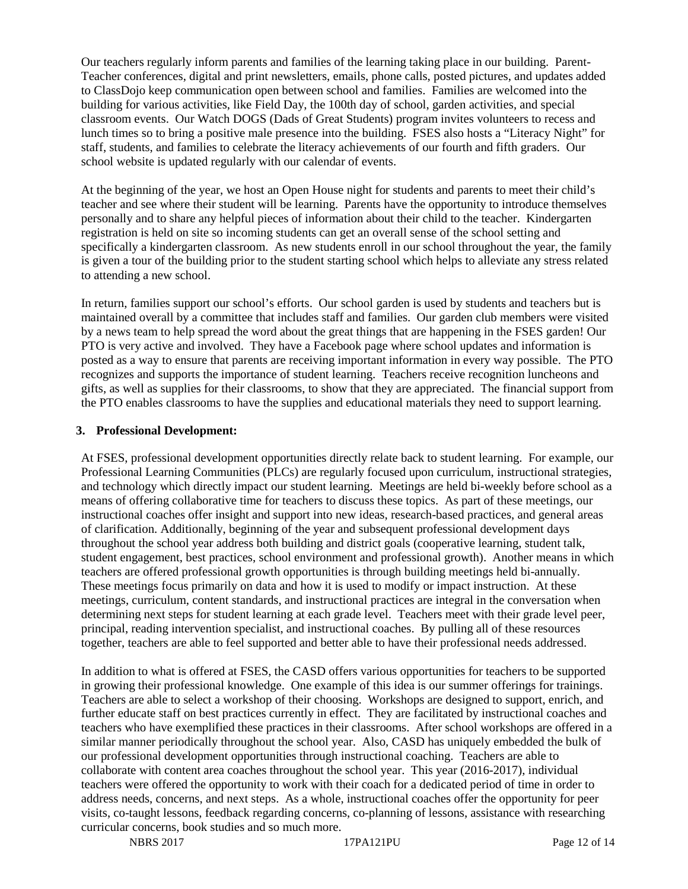Our teachers regularly inform parents and families of the learning taking place in our building. Parent-Teacher conferences, digital and print newsletters, emails, phone calls, posted pictures, and updates added to ClassDojo keep communication open between school and families. Families are welcomed into the building for various activities, like Field Day, the 100th day of school, garden activities, and special classroom events. Our Watch DOGS (Dads of Great Students) program invites volunteers to recess and lunch times so to bring a positive male presence into the building. FSES also hosts a "Literacy Night" for staff, students, and families to celebrate the literacy achievements of our fourth and fifth graders. Our school website is updated regularly with our calendar of events.

At the beginning of the year, we host an Open House night for students and parents to meet their child's teacher and see where their student will be learning. Parents have the opportunity to introduce themselves personally and to share any helpful pieces of information about their child to the teacher. Kindergarten registration is held on site so incoming students can get an overall sense of the school setting and specifically a kindergarten classroom. As new students enroll in our school throughout the year, the family is given a tour of the building prior to the student starting school which helps to alleviate any stress related to attending a new school.

In return, families support our school's efforts. Our school garden is used by students and teachers but is maintained overall by a committee that includes staff and families. Our garden club members were visited by a news team to help spread the word about the great things that are happening in the FSES garden! Our PTO is very active and involved. They have a Facebook page where school updates and information is posted as a way to ensure that parents are receiving important information in every way possible. The PTO recognizes and supports the importance of student learning. Teachers receive recognition luncheons and gifts, as well as supplies for their classrooms, to show that they are appreciated. The financial support from the PTO enables classrooms to have the supplies and educational materials they need to support learning.

**3. Professional Development:**

At FSES, professional development opportunities directly relate back to student learning. For example, our Professional Learning Communities (PLCs) are regularly focused upon curriculum, instructional strategies, and technology which directly impact our student learning. Meetings are held bi-weekly before school as a means of offering collaborative time for teachers to discuss these topics. As part of these meetings, our instructional coaches offer insight and support into new ideas, research-based practices, and general areas of clarification. Additionally, beginning of the year and subsequent professional development days throughout the school year address both building and district goals (cooperative learning, student talk, student engagement, best practices, school environment and professional growth). Another means in which teachers are offered professional growth opportunities is through building meetings held bi-annually. These meetings focus primarily on data and how it is used to modify or impact instruction. At these meetings, curriculum, content standards, and instructional practices are integral in the conversation when determining next steps for student learning at each grade level. Teachers meet with their grade level peer, principal, reading intervention specialist, and instructional coaches. By pulling all of these resources together, teachers are able to feel supported and better able to have their professional needs addressed.

In addition to what is offered at FSES, the CASD offers various opportunities for teachers to be supported in growing their professional knowledge. One example of this idea is our summer offerings for trainings. Teachers are able to select a workshop of their choosing. Workshops are designed to support, enrich, and further educate staff on best practices currently in effect. They are facilitated by instructional coaches and teachers who have exemplified these practices in their classrooms. After school workshops are offered in a similar manner periodically throughout the school year. Also, CASD has uniquely embedded the bulk of our professional development opportunities through instructional coaching. Teachers are able to collaborate with content area coaches throughout the school year. This year (2016-2017), individual teachers were offered the opportunity to work with their coach for a dedicated period of time in order to address needs, concerns, and next steps. As a whole, instructional coaches offer the opportunity for peer visits, co-taught lessons, feedback regarding concerns, co-planning of lessons, assistance with researching curricular concerns, book studies and so much more.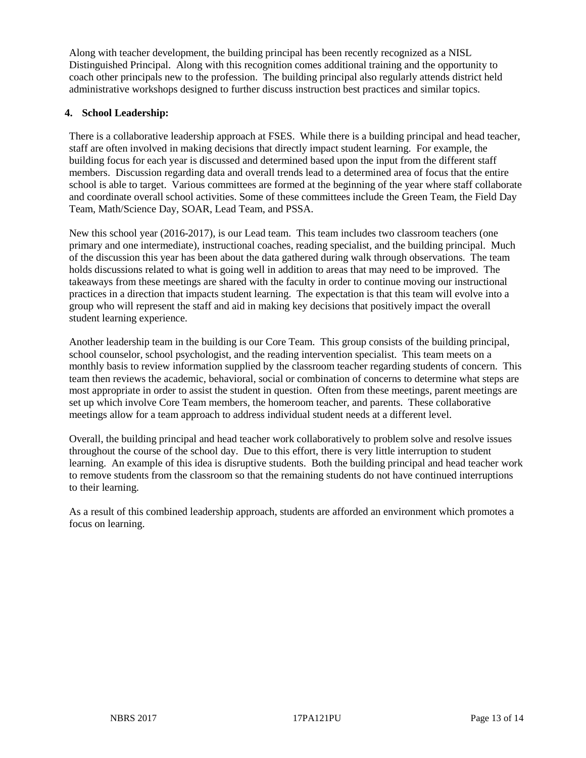Along with teacher development, the building principal has been recently recognized as a NISL Distinguished Principal. Along with this recognition comes additional training and the opportunity to coach other principals new to the profession. The building principal also regularly attends district held administrative workshops designed to further discuss instruction best practices and similar topics.

## 4. School Leadership:

There is a collaborative leadership approach at FSES. While there is a building principal and head teacher, staff are often involved in making decisions that directly impact student learning. For example, the building focus for each year is discussed and determined based upon the input from the different staff members. Discussion regarding data and overall trends lead to a determined area of focus that the entire school is able to target. Various committees are formed at the beginning of the year where staff collaborate and coordinate overall school activities. Some of these committees include the Green Team, the Field Day Team, Math/Science Day, SOAR, Lead Team, and PSSA.

New this school year (2016-2017), is our Lead team. This team includes two classroom teachers (one primary and one intermediate), instructional coaches, reading specialist, and the building principal. Much of the discussion this year has been about the data gathered during walk through observations. The team holds discussions related to what is going well in addition to areas that may need to be improved. The takeaways from these meetings are shared with the faculty in order to continue moving our instructional practices in a direction that impacts student learning. The expectation is that this team will evolve into a group who will represent the staff and aid in making key decisions that positively impact the overall student learning experience.

Another leadership team in the building is our Core Team. This group consists of the building principal, school counselor, school psychologist, and the reading intervention specialist. This team meets on a monthly basis to review information supplied by the classroom teacher regarding students of concern. This team then reviews the academic, behavioral, social or combination of concerns to determine what steps are most appropriate in order to assist the student in question. Often from these meetings, parent meetings are set up which involve Core Team members, the homeroom teacher, and parents. These collaborative meetings allow for a team approach to address individual student needs at a different level.

Overall, the building principal and head teacher work collaboratively to problem solve and resolve issues throughout the course of the school day. Due to this effort, there is very little interruption to student learning. An example of this idea is disruptive students. Both the building principal and head teacher work to remove students from the classroom so that the remaining students do not have continued interruptions to their learning.

As a result of this combined leadership approach, students are afforded an environment which promotes a focus on learning.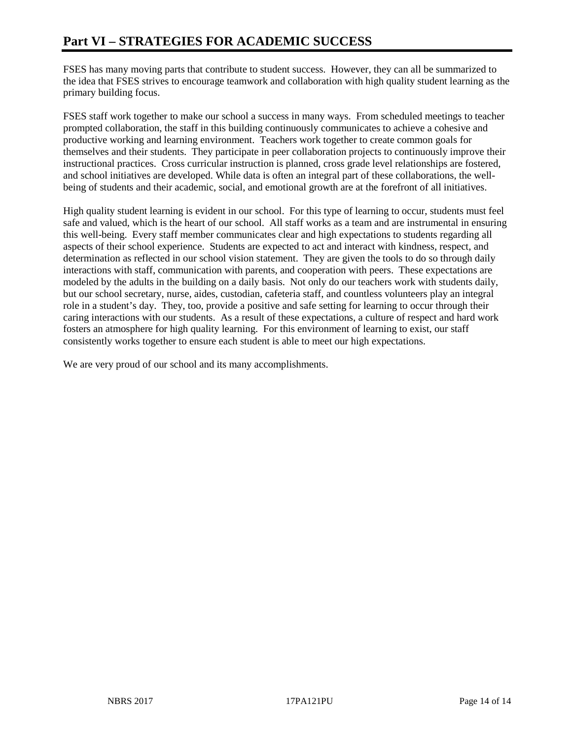# Part VI – STRATEGIES FOR ACADEMIC SUCCESS

FSES has many moving parts that contribute to student success. However, they can all be summarized to the idea that FSES strives to encourage teamwork and collaboration with high quality student learning as the primary building focus.

FSES staff work together to make our school a success in many ways. From scheduled meetings to teacher prompted collaboration, the staff in this building continuously communicates to achieve a cohesive and productive working and learning environment. Teachers work together to create common goals for themselves and their students. They participate in peer collaboration projects to continuously improve their instructional practices. Cross curricular instruction is planned, cross grade level relationships are fostered, and school initiatives are developed. While data is often an integral part of these collaborations, the well-being of students and their academic, social, and emotional growth are at the forefront of all initiatives.

High quality student learning is evident in our school. For this type of learning to occur, students must feel safe and valued, which is the heart of our school. All staff works as a team and are instrumental in ensuring this well-being. Every staff member communicates clear and high expectations to students regarding all aspects of their school experience. Students are expected to act and interact with kindness, respect, and determination as reflected in our school vision statement. They are given the tools to do so through daily interactions with staff, communication with parents, and cooperation with peers. These expectations are modeled by the adults in the building on a daily basis. Not only do our teachers work with students daily, but our school secretary, nurse, aides, custodian, cafeteria staff, and countless volunteers play an integral role in a student's day. They, too, provide a positive and safe setting for learning to occur through their caring interactions with our students. As a result of these expectations, a culture of respect and hard work fosters an atmosphere for high quality learning. For this environment of learning to exist, our staff consistently works together to ensure each student is able to meet our high expectations.

We are very proud of our school and its many accomplishments.